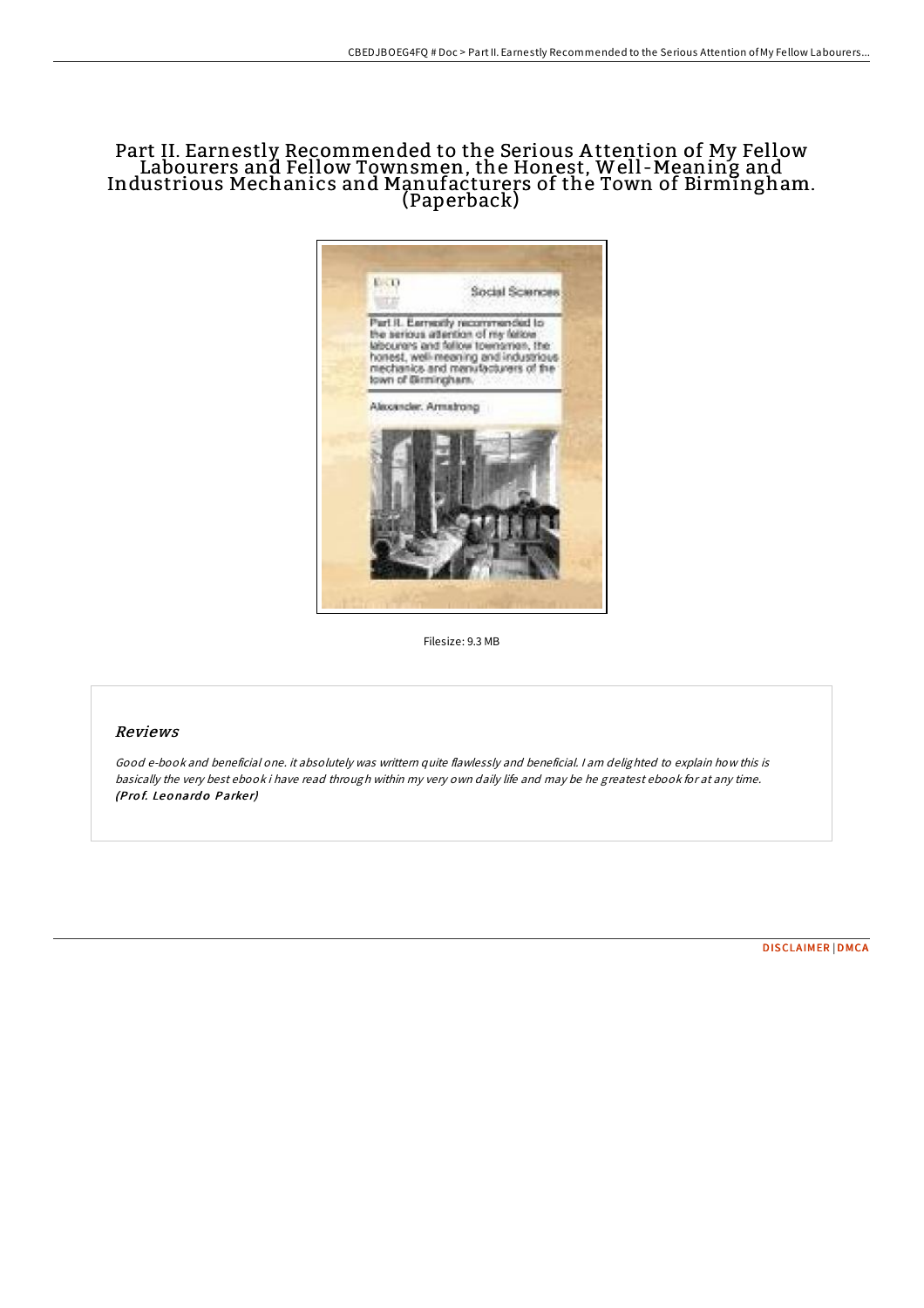# Part II. Earnestly Recommended to the Serious Attention of My Fellow Labourers and Fellow Townsmen, the Honest, Well-Meaning and Industrious Mechanics and Manufacturers of the Town of Birmingham. (Paperback)

Filesize: 9.3 MB

## *Reviews*

*Good e-book and beneficial one. it absolutely was writtern quite flawlessly and beneficial. I am delighted to explain how this is basically the very best ebook i have read through within my very own daily life and may be he greatest ebook for at any time.* ***(Prof. Leonardo Parker)***

DISCLAIMER | DMCA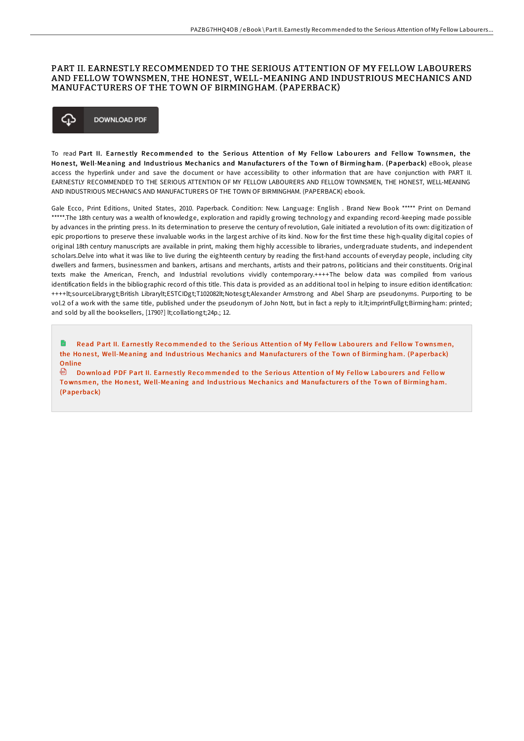# PART II. EARNESTLY RECOMMENDED TO THE SERIOUS ATTENTION OF MY FELLOW LABOURERS AND FELLOW TOWNSMEN, THE HONEST, WELL-MEANING AND INDUSTRIOUS MECHANICS AND MANUFACTURERS OF THE TOWN OF BIRMINGHAM. (PAPERBACK)

DOWNLOAD PDF

To read **Part II. Earnestly Recommended to the Serious Attention of My Fellow Labourers and Fellow Townsmen, the Honest, Well-Meaning and Industrious Mechanics and Manufacturers of the Town of Birmingham. (Paperback)** eBook, please access the hyperlink under and save the document or have accessibility to other information that are have conjunction with PART II. EARNESTLY RECOMMENDED TO THE SERIOUS ATTENTION OF MY FELLOW LABOURERS AND FELLOW TOWNSMEN, THE HONEST, WELL-MEANING AND INDUSTRIOUS MECHANICS AND MANUFACTURERS OF THE TOWN OF BIRMINGHAM. (PAPERBACK) ebook.

Gale Ecco, Print Editions, United States, 2010. Paperback. Condition: New. Language: English . Brand New Book ***** Print on Demand *****.The 18th century was a wealth of knowledge, exploration and rapidly growing technology and expanding record-keeping made possible by advances in the printing press. In its determination to preserve the century of revolution, Gale initiated a revolution of its own: digitization of epic proportions to preserve these invaluable works in the largest archive of its kind. Now for the first time these high-quality digital copies of original 18th century manuscripts are available in print, making them highly accessible to libraries, undergraduate students, and independent scholars.Delve into what it was like to live during the eighteenth century by reading the first-hand accounts of everyday people, including city dwellers and farmers, businessmen and bankers, artisans and merchants, artists and their patrons, politicians and their constituents. Original texts make the American, French, and Industrial revolutions vividly contemporary.++++The below data was compiled from various identification fields in the bibliographic record of this title. This data is provided as an additional tool in helping to insure edition identification: ++++lt;sourceLibrarygt;British Librarylt;ESTCIDgt;T102082lt;Notesgt;Alexander Armstrong and Abel Sharp are pseudonyms. Purporting to be vol.2 of a work with the same title, published under the pseudonym of John Nott, but in fact a reply to it.lt;imprintFullgt;Birmingham: printed; and sold by all the booksellers, [1790?] lt;collationgt;24p.; 12.

Read Part II. Earnestly Recommended to the Serious Attention of My Fellow Labourers and Fellow Townsmen, the Honest, Well-Meaning and Industrious Mechanics and Manufacturers of the Town of Birmingham. (Paperback) Online

Download PDF Part II. Earnestly Recommended to the Serious Attention of My Fellow Labourers and Fellow Townsmen, the Honest, Well-Meaning and Industrious Mechanics and Manufacturers of the Town of Birmingham. (Paperback)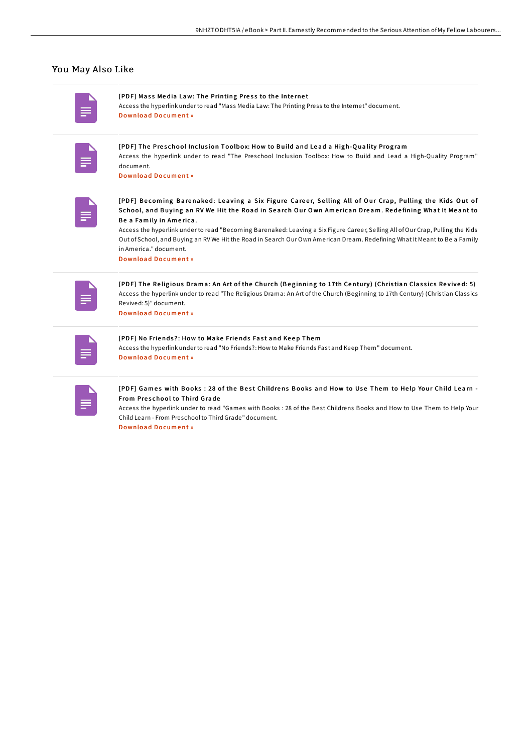## You May Also Like

**[PDF] Mass Media Law: The Printing Press to the Internet**
Access the hyperlink under to read "Mass Media Law: The Printing Press to the Internet" document.
Download Document »

**[PDF] The Preschool Inclusion Toolbox: How to Build and Lead a High-Quality Program**
Access the hyperlink under to read "The Preschool Inclusion Toolbox: How to Build and Lead a High-Quality Program" document.
Download Document »

**[PDF] Becoming Barenaked: Leaving a Six Figure Career, Selling All of Our Crap, Pulling the Kids Out of School, and Buying an RV We Hit the Road in Search Our Own American Dream. Redefining What It Meant to Be a Family in America.**
Access the hyperlink under to read "Becoming Barenaked: Leaving a Six Figure Career, Selling All of Our Crap, Pulling the Kids Out of School, and Buying an RV We Hit the Road in Search Our Own American Dream. Redefining What It Meant to Be a Family in America." document.
Download Document »

**[PDF] The Religious Drama: An Art of the Church (Beginning to 17th Century) (Christian Classics Revived: 5)**
Access the hyperlink under to read "The Religious Drama: An Art of the Church (Beginning to 17th Century) (Christian Classics Revived: 5)" document.
Download Document »

**[PDF] No Friends?: How to Make Friends Fast and Keep Them**
Access the hyperlink under to read "No Friends?: How to Make Friends Fast and Keep Them" document.
Download Document »

**[PDF] Games with Books : 28 of the Best Childrens Books and How to Use Them to Help Your Child Learn - From Preschool to Third Grade**
Access the hyperlink under to read "Games with Books : 28 of the Best Childrens Books and How to Use Them to Help Your Child Learn - From Preschool to Third Grade" document.
Download Document »